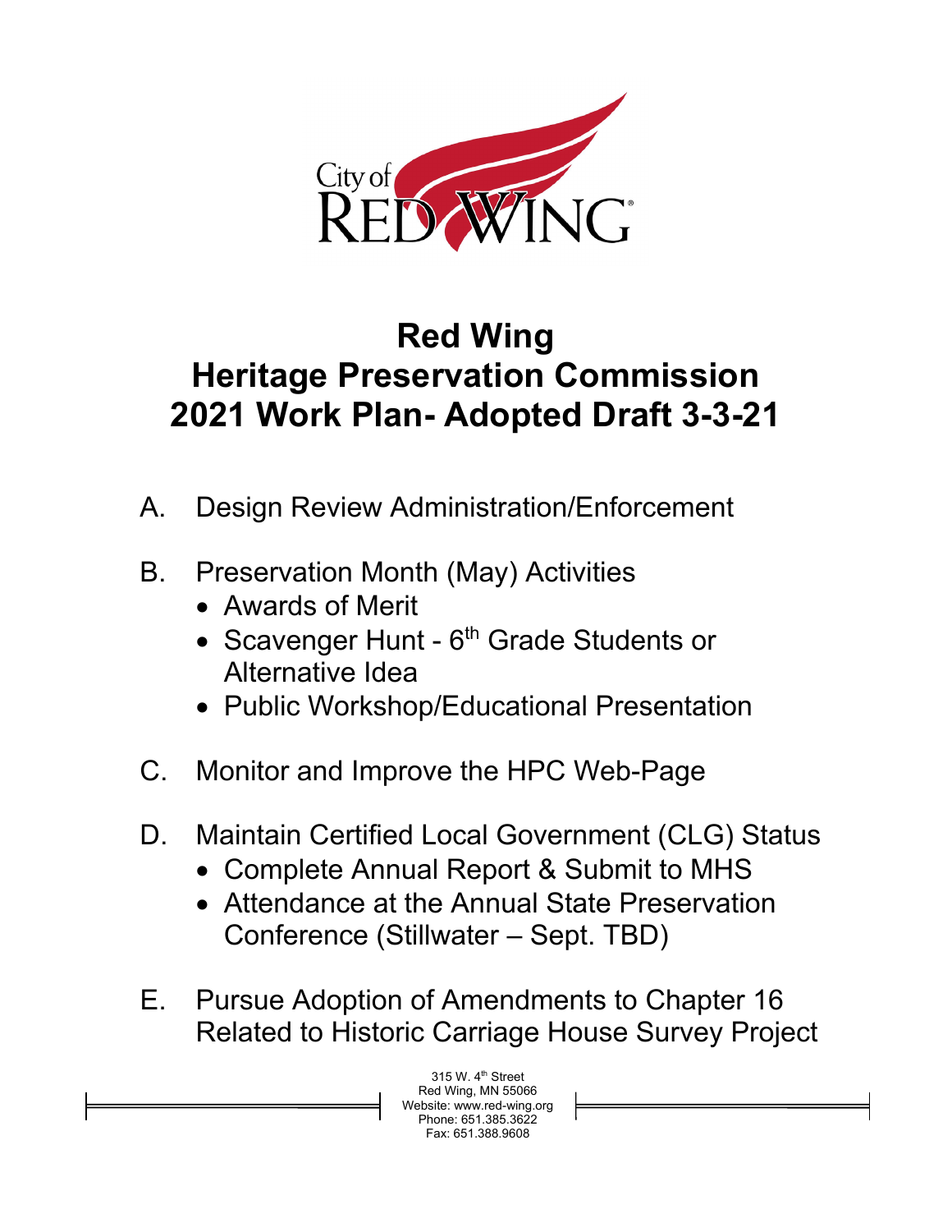# Red Wing
# Heritage Preservation Commission
# 2021 Work Plan- Adopted Draft 3-3-21

A. Design Review Administration/Enforcement

B. Preservation Month (May) Activities
- Awards of Merit
- Scavenger Hunt - 6th Grade Students or Alternative Idea
- Public Workshop/Educational Presentation

C. Monitor and Improve the HPC Web-Page

D. Maintain Certified Local Government (CLG) Status
- Complete Annual Report & Submit to MHS
- Attendance at the Annual State Preservation Conference (Stillwater – Sept. TBD)

E. Pursue Adoption of Amendments to Chapter 16 Related to Historic Carriage House Survey Project

315 W. 4th Street
Red Wing, MN 55066
Website: www.red-wing.org
Phone: 651.385.3622
Fax: 651.388.9608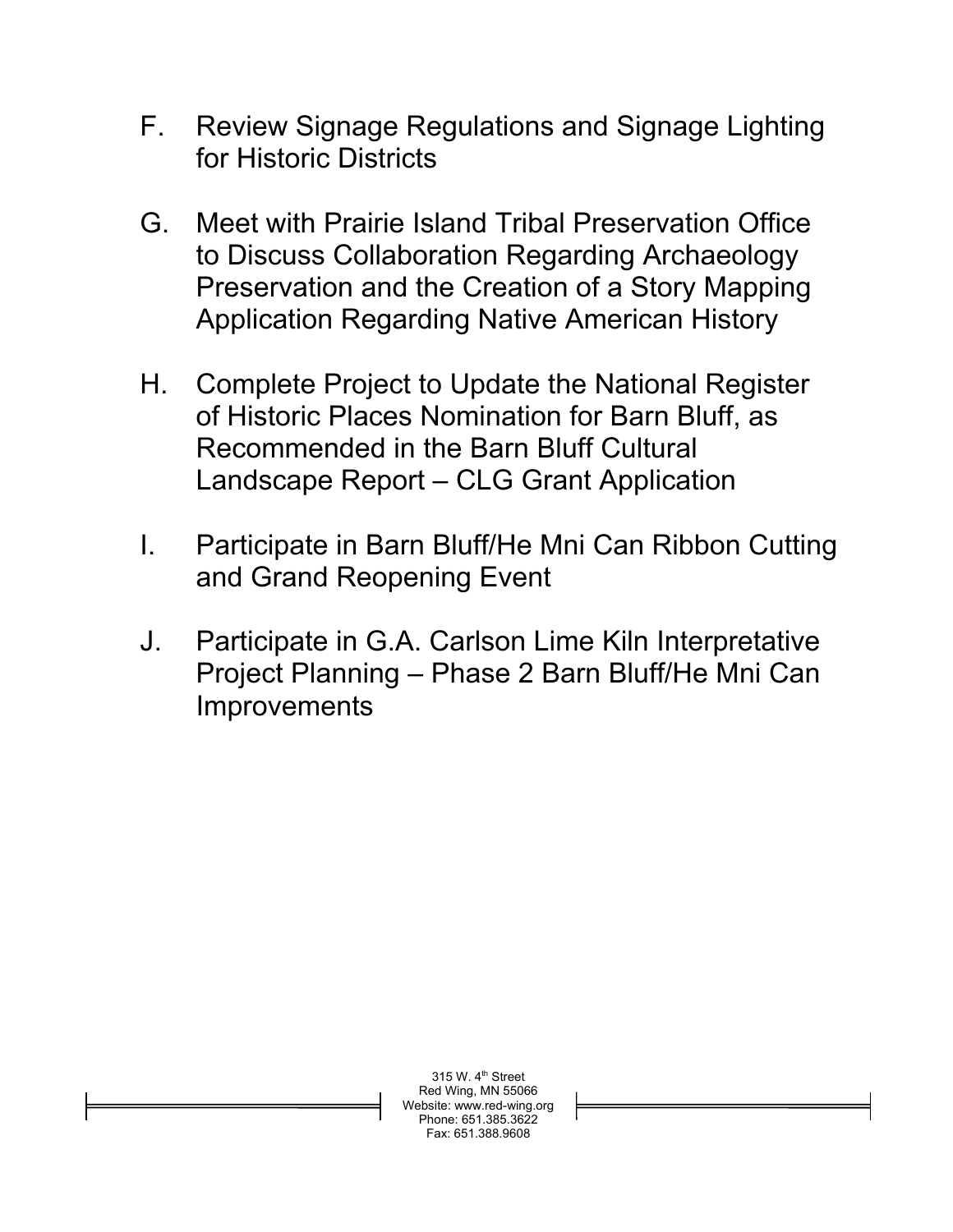F. Review Signage Regulations and Signage Lighting for Historic Districts

G. Meet with Prairie Island Tribal Preservation Office to Discuss Collaboration Regarding Archaeology Preservation and the Creation of a Story Mapping Application Regarding Native American History

H. Complete Project to Update the National Register of Historic Places Nomination for Barn Bluff, as Recommended in the Barn Bluff Cultural Landscape Report – CLG Grant Application

I. Participate in Barn Bluff/He Mni Can Ribbon Cutting and Grand Reopening Event

J. Participate in G.A. Carlson Lime Kiln Interpretative Project Planning – Phase 2 Barn Bluff/He Mni Can Improvements